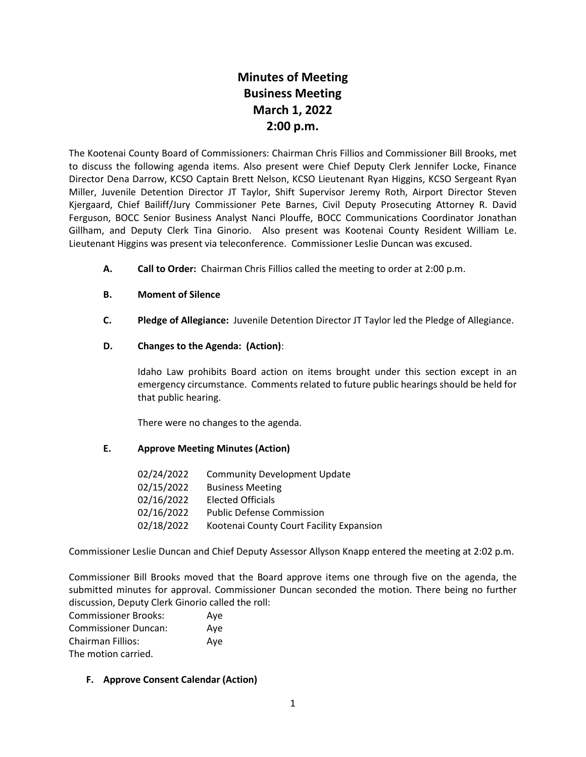# Minutes of Meeting
# Business Meeting
# March 1, 2022
# 2:00 p.m.

The Kootenai County Board of Commissioners: Chairman Chris Fillios and Commissioner Bill Brooks, met to discuss the following agenda items. Also present were Chief Deputy Clerk Jennifer Locke, Finance Director Dena Darrow, KCSO Captain Brett Nelson, KCSO Lieutenant Ryan Higgins, KCSO Sergeant Ryan Miller, Juvenile Detention Director JT Taylor, Shift Supervisor Jeremy Roth, Airport Director Steven Kjergaard, Chief Bailiff/Jury Commissioner Pete Barnes, Civil Deputy Prosecuting Attorney R. David Ferguson, BOCC Senior Business Analyst Nanci Plouffe, BOCC Communications Coordinator Jonathan Gillham, and Deputy Clerk Tina Ginorio. Also present was Kootenai County Resident William Le. Lieutenant Higgins was present via teleconference. Commissioner Leslie Duncan was excused.

**A. Call to Order:** Chairman Chris Fillios called the meeting to order at 2:00 p.m.

**B. Moment of Silence**

**C. Pledge of Allegiance:** Juvenile Detention Director JT Taylor led the Pledge of Allegiance.

**D. Changes to the Agenda: (Action)**:

Idaho Law prohibits Board action on items brought under this section except in an emergency circumstance. Comments related to future public hearings should be held for that public hearing.

There were no changes to the agenda.

**E. Approve Meeting Minutes (Action)**

| | |
|---|---|
| 02/24/2022 | Community Development Update |
| 02/15/2022 | Business Meeting |
| 02/16/2022 | Elected Officials |
| 02/16/2022 | Public Defense Commission |
| 02/18/2022 | Kootenai County Court Facility Expansion |

Commissioner Leslie Duncan and Chief Deputy Assessor Allyson Knapp entered the meeting at 2:02 p.m.

Commissioner Bill Brooks moved that the Board approve items one through five on the agenda, the submitted minutes for approval. Commissioner Duncan seconded the motion. There being no further discussion, Deputy Clerk Ginorio called the roll:

Commissioner Brooks: Aye  
Commissioner Duncan: Aye  
Chairman Fillios: Aye  
The motion carried.

**F. Approve Consent Calendar (Action)**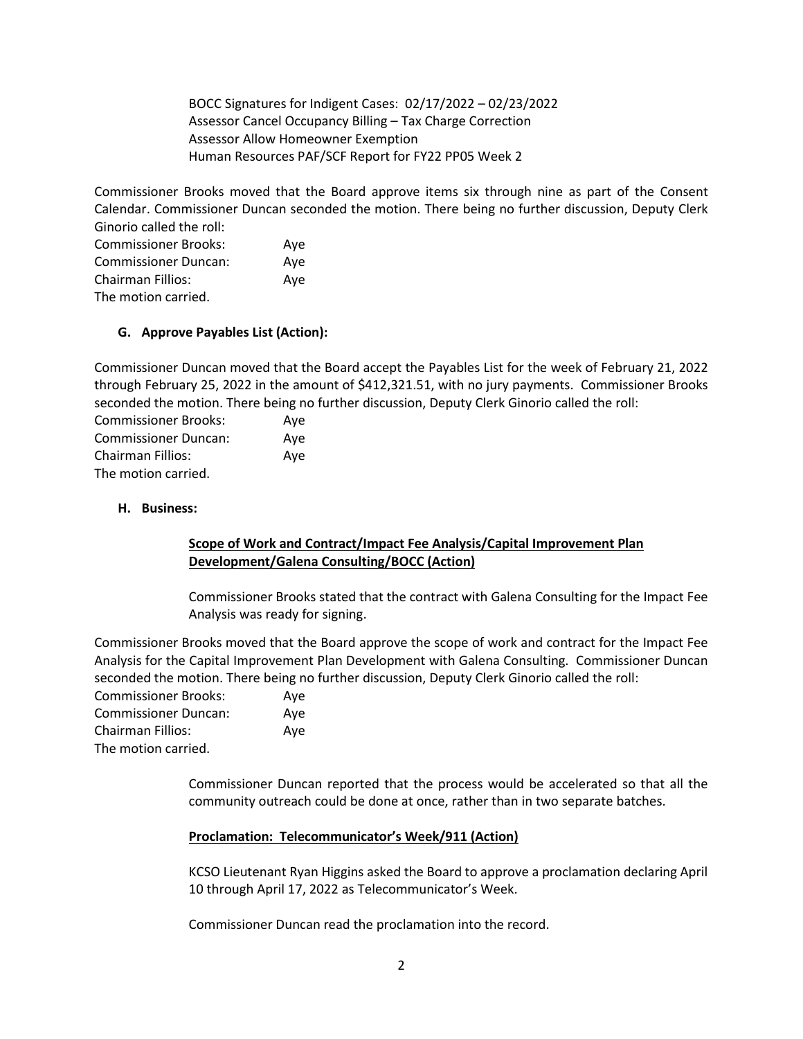BOCC Signatures for Indigent Cases: 02/17/2022 – 02/23/2022
Assessor Cancel Occupancy Billing – Tax Charge Correction
Assessor Allow Homeowner Exemption
Human Resources PAF/SCF Report for FY22 PP05 Week 2

Commissioner Brooks moved that the Board approve items six through nine as part of the Consent Calendar. Commissioner Duncan seconded the motion. There being no further discussion, Deputy Clerk Ginorio called the roll:

Commissioner Brooks: Aye
Commissioner Duncan: Aye
Chairman Fillios: Aye
The motion carried.

### G. Approve Payables List (Action):

Commissioner Duncan moved that the Board accept the Payables List for the week of February 21, 2022 through February 25, 2022 in the amount of $412,321.51, with no jury payments. Commissioner Brooks seconded the motion. There being no further discussion, Deputy Clerk Ginorio called the roll:

Commissioner Brooks: Aye
Commissioner Duncan: Aye
Chairman Fillios: Aye
The motion carried.

### H. Business:

**Scope of Work and Contract/Impact Fee Analysis/Capital Improvement Plan Development/Galena Consulting/BOCC (Action)**

Commissioner Brooks stated that the contract with Galena Consulting for the Impact Fee Analysis was ready for signing.

Commissioner Brooks moved that the Board approve the scope of work and contract for the Impact Fee Analysis for the Capital Improvement Plan Development with Galena Consulting. Commissioner Duncan seconded the motion. There being no further discussion, Deputy Clerk Ginorio called the roll:

Commissioner Brooks: Aye
Commissioner Duncan: Aye
Chairman Fillios: Aye
The motion carried.

Commissioner Duncan reported that the process would be accelerated so that all the community outreach could be done at once, rather than in two separate batches.

**Proclamation: Telecommunicator's Week/911 (Action)**

KCSO Lieutenant Ryan Higgins asked the Board to approve a proclamation declaring April 10 through April 17, 2022 as Telecommunicator's Week.

Commissioner Duncan read the proclamation into the record.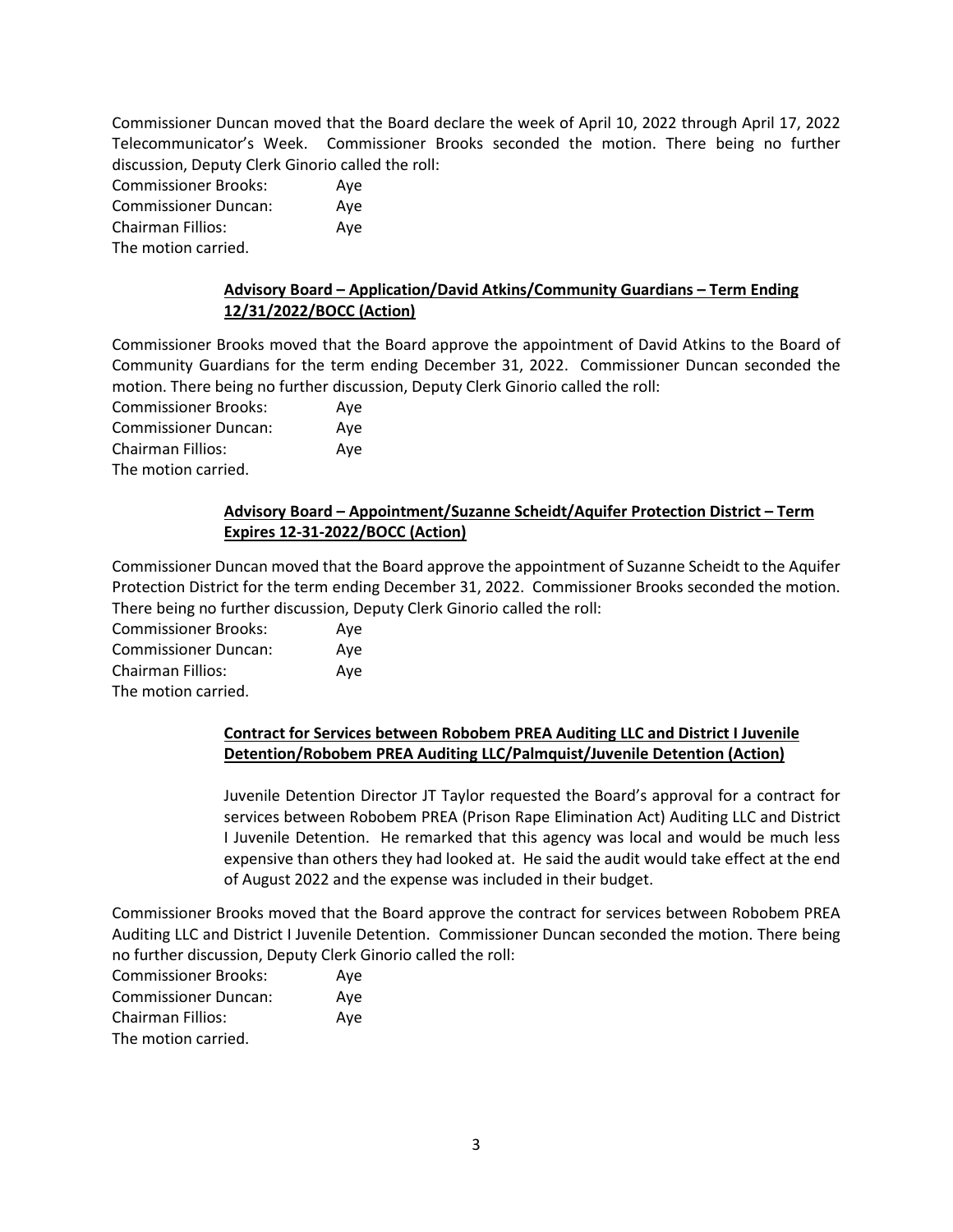Commissioner Duncan moved that the Board declare the week of April 10, 2022 through April 17, 2022 Telecommunicator's Week. Commissioner Brooks seconded the motion. There being no further discussion, Deputy Clerk Ginorio called the roll:

Commissioner Brooks: Aye
Commissioner Duncan: Aye
Chairman Fillios: Aye
The motion carried.

**Advisory Board – Application/David Atkins/Community Guardians – Term Ending 12/31/2022/BOCC (Action)**

Commissioner Brooks moved that the Board approve the appointment of David Atkins to the Board of Community Guardians for the term ending December 31, 2022. Commissioner Duncan seconded the motion. There being no further discussion, Deputy Clerk Ginorio called the roll:

Commissioner Brooks: Aye
Commissioner Duncan: Aye
Chairman Fillios: Aye
The motion carried.

**Advisory Board – Appointment/Suzanne Scheidt/Aquifer Protection District – Term Expires 12-31-2022/BOCC (Action)**

Commissioner Duncan moved that the Board approve the appointment of Suzanne Scheidt to the Aquifer Protection District for the term ending December 31, 2022. Commissioner Brooks seconded the motion. There being no further discussion, Deputy Clerk Ginorio called the roll:

Commissioner Brooks: Aye
Commissioner Duncan: Aye
Chairman Fillios: Aye
The motion carried.

**Contract for Services between Robobem PREA Auditing LLC and District I Juvenile Detention/Robobem PREA Auditing LLC/Palmquist/Juvenile Detention (Action)**

Juvenile Detention Director JT Taylor requested the Board's approval for a contract for services between Robobem PREA (Prison Rape Elimination Act) Auditing LLC and District I Juvenile Detention. He remarked that this agency was local and would be much less expensive than others they had looked at. He said the audit would take effect at the end of August 2022 and the expense was included in their budget.

Commissioner Brooks moved that the Board approve the contract for services between Robobem PREA Auditing LLC and District I Juvenile Detention. Commissioner Duncan seconded the motion. There being no further discussion, Deputy Clerk Ginorio called the roll:

Commissioner Brooks: Aye
Commissioner Duncan: Aye
Chairman Fillios: Aye
The motion carried.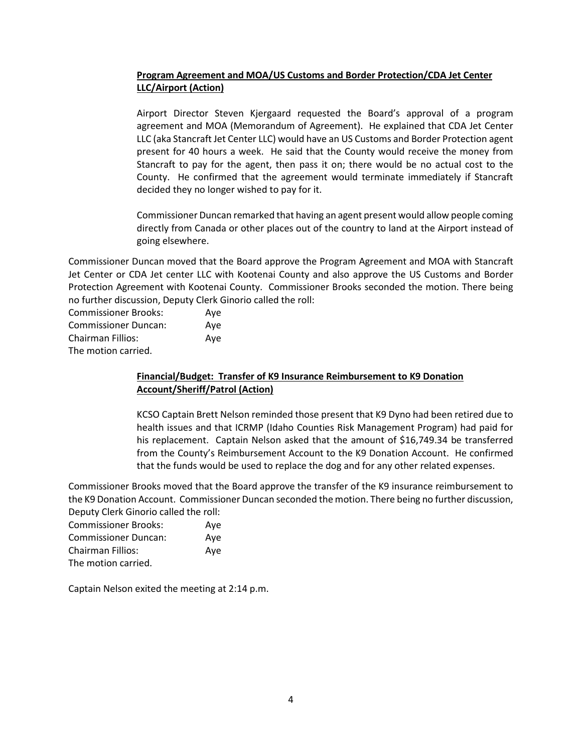**Program Agreement and MOA/US Customs and Border Protection/CDA Jet Center LLC/Airport (Action)**

Airport Director Steven Kjergaard requested the Board's approval of a program agreement and MOA (Memorandum of Agreement). He explained that CDA Jet Center LLC (aka Stancraft Jet Center LLC) would have an US Customs and Border Protection agent present for 40 hours a week. He said that the County would receive the money from Stancraft to pay for the agent, then pass it on; there would be no actual cost to the County. He confirmed that the agreement would terminate immediately if Stancraft decided they no longer wished to pay for it.

Commissioner Duncan remarked that having an agent present would allow people coming directly from Canada or other places out of the country to land at the Airport instead of going elsewhere.

Commissioner Duncan moved that the Board approve the Program Agreement and MOA with Stancraft Jet Center or CDA Jet center LLC with Kootenai County and also approve the US Customs and Border Protection Agreement with Kootenai County. Commissioner Brooks seconded the motion. There being no further discussion, Deputy Clerk Ginorio called the roll:

Commissioner Brooks: Aye
Commissioner Duncan: Aye
Chairman Fillios: Aye
The motion carried.

**Financial/Budget: Transfer of K9 Insurance Reimbursement to K9 Donation Account/Sheriff/Patrol (Action)**

KCSO Captain Brett Nelson reminded those present that K9 Dyno had been retired due to health issues and that ICRMP (Idaho Counties Risk Management Program) had paid for his replacement. Captain Nelson asked that the amount of $16,749.34 be transferred from the County's Reimbursement Account to the K9 Donation Account. He confirmed that the funds would be used to replace the dog and for any other related expenses.

Commissioner Brooks moved that the Board approve the transfer of the K9 insurance reimbursement to the K9 Donation Account. Commissioner Duncan seconded the motion. There being no further discussion, Deputy Clerk Ginorio called the roll:

Commissioner Brooks: Aye
Commissioner Duncan: Aye
Chairman Fillios: Aye
The motion carried.

Captain Nelson exited the meeting at 2:14 p.m.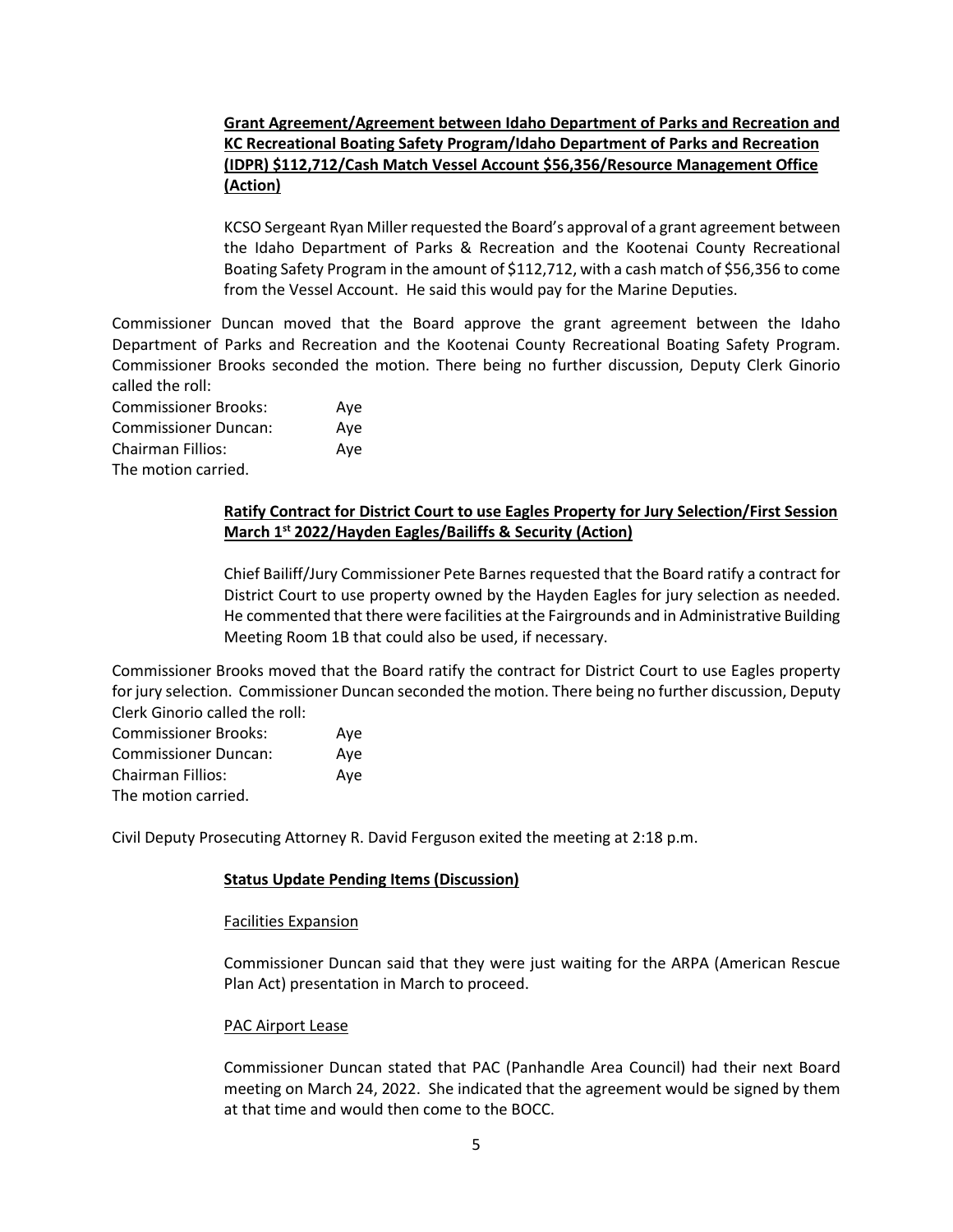**Grant Agreement/Agreement between Idaho Department of Parks and Recreation and KC Recreational Boating Safety Program/Idaho Department of Parks and Recreation (IDPR) $112,712/Cash Match Vessel Account $56,356/Resource Management Office (Action)**

KCSO Sergeant Ryan Miller requested the Board's approval of a grant agreement between the Idaho Department of Parks & Recreation and the Kootenai County Recreational Boating Safety Program in the amount of $112,712, with a cash match of $56,356 to come from the Vessel Account. He said this would pay for the Marine Deputies.

Commissioner Duncan moved that the Board approve the grant agreement between the Idaho Department of Parks and Recreation and the Kootenai County Recreational Boating Safety Program. Commissioner Brooks seconded the motion. There being no further discussion, Deputy Clerk Ginorio called the roll:

Commissioner Brooks: Aye
Commissioner Duncan: Aye
Chairman Fillios: Aye
The motion carried.

**Ratify Contract for District Court to use Eagles Property for Jury Selection/First Session March 1st 2022/Hayden Eagles/Bailiffs & Security (Action)**

Chief Bailiff/Jury Commissioner Pete Barnes requested that the Board ratify a contract for District Court to use property owned by the Hayden Eagles for jury selection as needed. He commented that there were facilities at the Fairgrounds and in Administrative Building Meeting Room 1B that could also be used, if necessary.

Commissioner Brooks moved that the Board ratify the contract for District Court to use Eagles property for jury selection. Commissioner Duncan seconded the motion. There being no further discussion, Deputy Clerk Ginorio called the roll:

Commissioner Brooks: Aye
Commissioner Duncan: Aye
Chairman Fillios: Aye
The motion carried.

Civil Deputy Prosecuting Attorney R. David Ferguson exited the meeting at 2:18 p.m.

**Status Update Pending Items (Discussion)**

Facilities Expansion

Commissioner Duncan said that they were just waiting for the ARPA (American Rescue Plan Act) presentation in March to proceed.

PAC Airport Lease

Commissioner Duncan stated that PAC (Panhandle Area Council) had their next Board meeting on March 24, 2022. She indicated that the agreement would be signed by them at that time and would then come to the BOCC.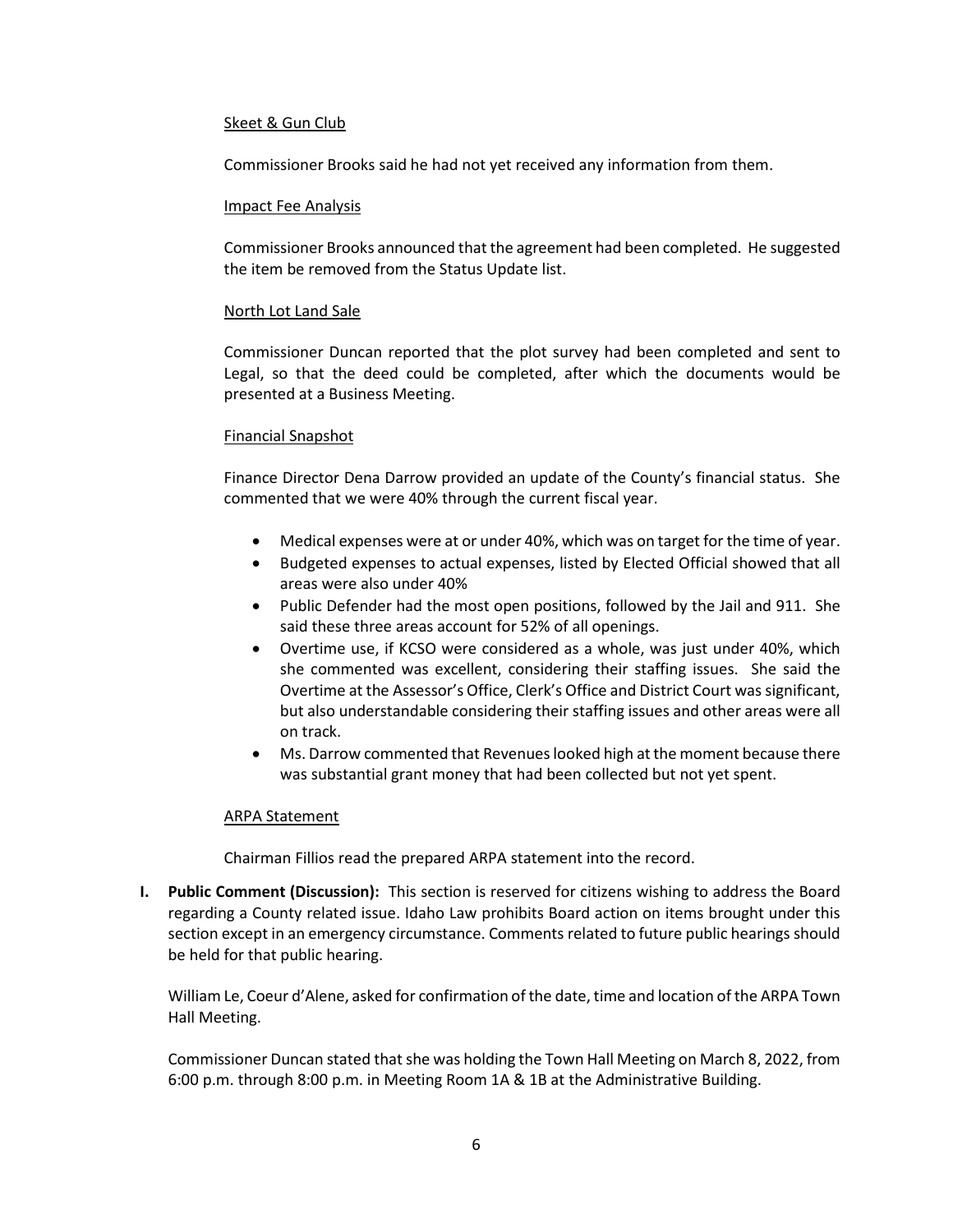Skeet & Gun Club

Commissioner Brooks said he had not yet received any information from them.

Impact Fee Analysis

Commissioner Brooks announced that the agreement had been completed. He suggested the item be removed from the Status Update list.

North Lot Land Sale

Commissioner Duncan reported that the plot survey had been completed and sent to Legal, so that the deed could be completed, after which the documents would be presented at a Business Meeting.

Financial Snapshot

Finance Director Dena Darrow provided an update of the County's financial status. She commented that we were 40% through the current fiscal year.

- Medical expenses were at or under 40%, which was on target for the time of year.
- Budgeted expenses to actual expenses, listed by Elected Official showed that all areas were also under 40%
- Public Defender had the most open positions, followed by the Jail and 911. She said these three areas account for 52% of all openings.
- Overtime use, if KCSO were considered as a whole, was just under 40%, which she commented was excellent, considering their staffing issues. She said the Overtime at the Assessor's Office, Clerk's Office and District Court was significant, but also understandable considering their staffing issues and other areas were all on track.
- Ms. Darrow commented that Revenues looked high at the moment because there was substantial grant money that had been collected but not yet spent.

ARPA Statement

Chairman Fillios read the prepared ARPA statement into the record.

**I. Public Comment (Discussion):** This section is reserved for citizens wishing to address the Board regarding a County related issue. Idaho Law prohibits Board action on items brought under this section except in an emergency circumstance. Comments related to future public hearings should be held for that public hearing.

William Le, Coeur d'Alene, asked for confirmation of the date, time and location of the ARPA Town Hall Meeting.

Commissioner Duncan stated that she was holding the Town Hall Meeting on March 8, 2022, from 6:00 p.m. through 8:00 p.m. in Meeting Room 1A & 1B at the Administrative Building.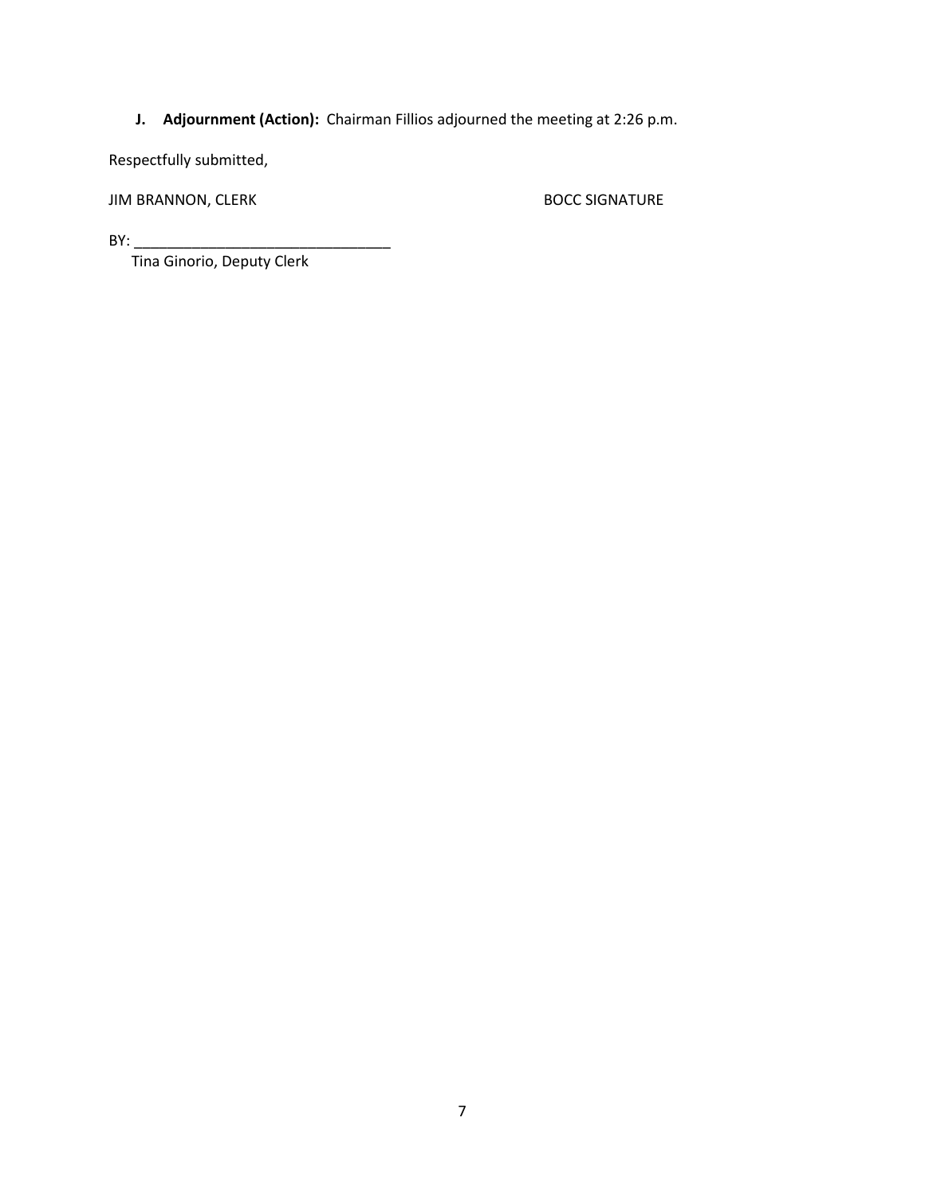**J. Adjournment (Action):** Chairman Fillios adjourned the meeting at 2:26 p.m.

Respectfully submitted,

JIM BRANNON, CLERK BOCC SIGNATURE

BY: _______________________________
Tina Ginorio, Deputy Clerk